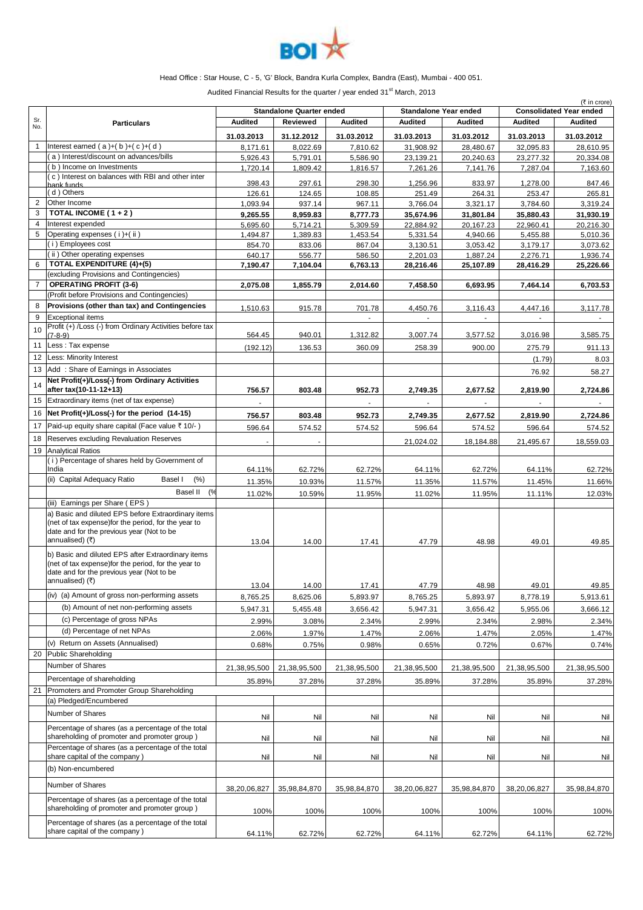BOI

Head Office : Star House, C - 5, 'G' Block, Bandra Kurla Complex, Bandra (East), Mumbai - 400 051.

Audited Financial Results for the quarter / year ended 31[st] March, 2013

(₹ in crore)

| Sr. No. | Particulars | Standalone Quarter ended | | | Standalone Year ended | | Consolidated Year ended | |
|---|---|---|---|---|---|---|---|---|
| | | Audited | Reviewed | Audited | Audited | Audited | Audited | Audited |
| | | 31.03.2013 | 31.12.2012 | 31.03.2012 | 31.03.2013 | 31.03.2012 | 31.03.2013 | 31.03.2012 |
| 1 | Interest earned ( a )+( b )+( c )+( d ) | 8,171.61 | 8,022.69 | 7,810.62 | 31,908.92 | 28,480.67 | 32,095.83 | 28,610.95 |
| | ( a ) Interest/discount on advances/bills | 5,926.43 | 5,791.01 | 5,586.90 | 23,139.21 | 20,240.63 | 23,277.32 | 20,334.08 |
| | ( b ) Income on Investments | 1,720.14 | 1,809.42 | 1,816.57 | 7,261.26 | 7,141.76 | 7,287.04 | 7,163.60 |
| | ( c ) Interest on balances with RBI and other inter bank funds | 398.43 | 297.61 | 298.30 | 1,256.96 | 833.97 | 1,278.00 | 847.46 |
| | ( d ) Others | 126.61 | 124.65 | 108.85 | 251.49 | 264.31 | 253.47 | 265.81 |
| 2 | Other Income | 1,093.94 | 937.14 | 967.11 | 3,766.04 | 3,321.17 | 3,784.60 | 3,319.24 |
| 3 | **TOTAL INCOME ( 1 + 2 )** | 9,265.55 | 8,959.83 | 8,777.73 | 35,674.96 | 31,801.84 | 35,880.43 | 31,930.19 |
| 4 | Interest expended | 5,695.60 | 5,714.21 | 5,309.59 | 22,884.92 | 20,167.23 | 22,960.41 | 20,216.30 |
| 5 | Operating expenses ( i )+( ii ) | 1,494.87 | 1,389.83 | 1,453.54 | 5,331.54 | 4,940.66 | 5,455.88 | 5,010.36 |
| | ( i ) Employees cost | 854.70 | 833.06 | 867.04 | 3,130.51 | 3,053.42 | 3,179.17 | 3,073.62 |
| | ( ii ) Other operating expenses | 640.17 | 556.77 | 586.50 | 2,201.03 | 1,887.24 | 2,276.71 | 1,936.74 |
| 6 | **TOTAL EXPENDITURE (4)+(5)** (excluding Provisions and Contingencies) | 7,190.47 | 7,104.04 | 6,763.13 | 28,216.46 | 25,107.89 | 28,416.29 | 25,226.66 |
| 7 | **OPERATING PROFIT (3-6)** (Profit before Provisions and Contingencies) | 2,075.08 | 1,855.79 | 2,014.60 | 7,458.50 | 6,693.95 | 7,464.14 | 6,703.53 |
| 8 | **Provisions (other than tax) and Contingencies** | 1,510.63 | 915.78 | 701.78 | 4,450.76 | 3,116.43 | 4,447.16 | 3,117.78 |
| 9 | Exceptional items | | | - | - | - | - | - |
| 10 | Profit (+) /Loss (-) from Ordinary Activities before tax (7-8-9) | 564.45 | 940.01 | 1,312.82 | 3,007.74 | 3,577.52 | 3,016.98 | 3,585.75 |
| 11 | Less : Tax expense | (192.12) | 136.53 | 360.09 | 258.39 | 900.00 | 275.79 | 911.13 |
| 12 | Less: Minority Interest | | | | | | (1.79) | 8.03 |
| 13 | Add : Share of Earnings in Associates | | | | | | 76.92 | 58.27 |
| 14 | **Net Profit(+)/Loss(-) from Ordinary Activities after tax(10-11-12+13)** | 756.57 | 803.48 | 952.73 | 2,749.35 | 2,677.52 | 2,819.90 | 2,724.86 |
| 15 | Extraordinary items (net of tax expense) | - | | - | - | - | - | - |
| 16 | **Net Profit(+)/Loss(-) for the period (14-15)** | 756.57 | 803.48 | 952.73 | 2,749.35 | 2,677.52 | 2,819.90 | 2,724.86 |
| 17 | Paid-up equity share capital (Face value ₹ 10/- ) | 596.64 | 574.52 | 574.52 | 596.64 | 574.52 | 596.64 | 574.52 |
| 18 | Reserves excluding Revaluation Reserves | - | - | | 21,024.02 | 18,184.88 | 21,495.67 | 18,559.03 |
| 19 | Analytical Ratios | | | | | | | |
| | ( i ) Percentage of shares held by Government of India | 64.11% | 62.72% | 62.72% | 64.11% | 62.72% | 64.11% | 62.72% |
| | (ii) Capital Adequacy Ratio Basel I (%) | 11.35% | 10.93% | 11.57% | 11.35% | 11.57% | 11.45% | 11.66% |
| | Basel II (%) | 11.02% | 10.59% | 11.95% | 11.02% | 11.95% | 11.11% | 12.03% |
| | (iii) Earnings per Share ( EPS ) | | | | | | | |
| | a) Basic and diluted EPS before Extraordinary items (net of tax expense)for the period, for the year to date and for the previous year (Not to be annualised) (₹) | 13.04 | 14.00 | 17.41 | 47.79 | 48.98 | 49.01 | 49.85 |
| | b) Basic and diluted EPS after Extraordinary items (net of tax expense)for the period, for the year to date and for the previous year (Not to be annualised) (₹) | 13.04 | 14.00 | 17.41 | 47.79 | 48.98 | 49.01 | 49.85 |
| | (iv) (a) Amount of gross non-performing assets | 8,765.25 | 8,625.06 | 5,893.97 | 8,765.25 | 5,893.97 | 8,778.19 | 5,913.61 |
| | (b) Amount of net non-performing assets | 5,947.31 | 5,455.48 | 3,656.42 | 5,947.31 | 3,656.42 | 5,955.06 | 3,666.12 |
| | (c) Percentage of gross NPAs | 2.99% | 3.08% | 2.34% | 2.99% | 2.34% | 2.98% | 2.34% |
| | (d) Percentage of net NPAs | 2.06% | 1.97% | 1.47% | 2.06% | 1.47% | 2.05% | 1.47% |
| | (v) Return on Assets (Annualised) | 0.68% | 0.75% | 0.98% | 0.65% | 0.72% | 0.67% | 0.74% |
| 20 | Public Shareholding | | | | | | | |
| | Number of Shares | 21,38,95,500 | 21,38,95,500 | 21,38,95,500 | 21,38,95,500 | 21,38,95,500 | 21,38,95,500 | 21,38,95,500 |
| | Percentage of shareholding | 35.89% | 37.28% | 37.28% | 35.89% | 37.28% | 35.89% | 37.28% |
| 21 | Promoters and Promoter Group Shareholding | | | | | | | |
| | (a) Pledged/Encumbered | | | | | | | |
| | Number of Shares | Nil | Nil | Nil | Nil | Nil | Nil | Nil |
| | Percentage of shares (as a percentage of the total shareholding of promoter and promoter group ) | Nil | Nil | Nil | Nil | Nil | Nil | Nil |
| | Percentage of shares (as a percentage of the total share capital of the company ) | Nil | Nil | Nil | Nil | Nil | Nil | Nil |
| | (b) Non-encumbered | | | | | | | |
| | Number of Shares | 38,20,06,827 | 35,98,84,870 | 35,98,84,870 | 38,20,06,827 | 35,98,84,870 | 38,20,06,827 | 35,98,84,870 |
| | Percentage of shares (as a percentage of the total shareholding of promoter and promoter group ) | 100% | 100% | 100% | 100% | 100% | 100% | 100% |
| | Percentage of shares (as a percentage of the total share capital of the company ) | 64.11% | 62.72% | 62.72% | 64.11% | 62.72% | 64.11% | 62.72% |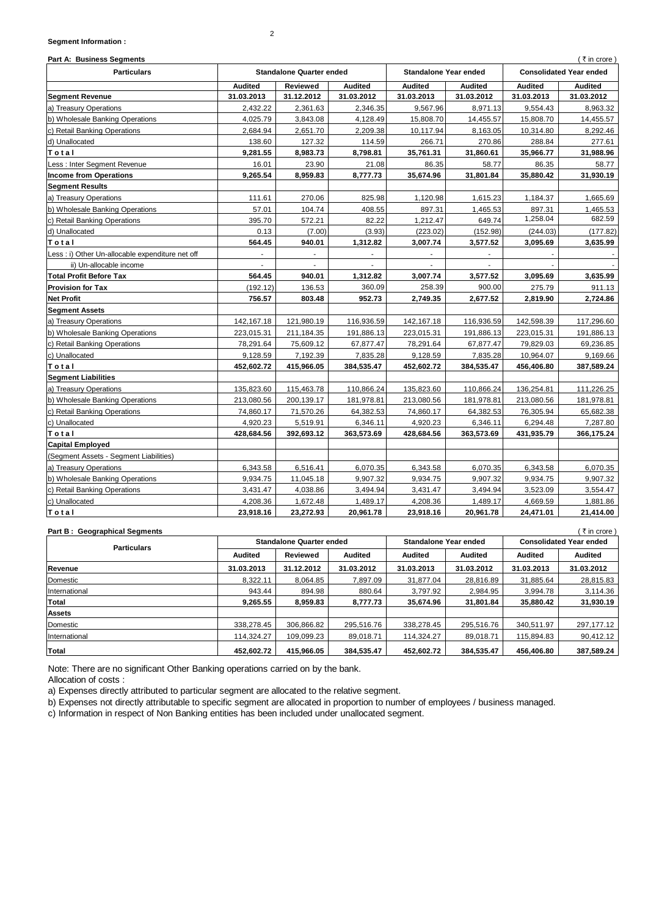**Segment Information :**

**Part A: Business Segments** ( ₹ in crore )

| Particulars | Standalone Quarter ended | | | Standalone Year ended | | Consolidated Year ended | |
|---|---|---|---|---|---|---|---|
| | Audited | Reviewed | Audited | Audited | Audited | Audited | Audited |
| **Segment Revenue** | **31.03.2013** | **31.12.2012** | **31.03.2012** | **31.03.2013** | **31.03.2012** | **31.03.2013** | **31.03.2012** |
| a) Treasury Operations | 2,432.22 | 2,361.63 | 2,346.35 | 9,567.96 | 8,971.13 | 9,554.43 | 8,963.32 |
| b) Wholesale Banking Operations | 4,025.79 | 3,843.08 | 4,128.49 | 15,808.70 | 14,455.57 | 15,808.70 | 14,455.57 |
| c) Retail Banking Operations | 2,684.94 | 2,651.70 | 2,209.38 | 10,117.94 | 8,163.05 | 10,314.80 | 8,292.46 |
| d) Unallocated | 138.60 | 127.32 | 114.59 | 266.71 | 270.86 | 288.84 | 277.61 |
| **T o t a l** | **9,281.55** | **8,983.73** | **8,798.81** | **35,761.31** | **31,860.61** | **35,966.77** | **31,988.96** |
| Less : Inter Segment Revenue | 16.01 | 23.90 | 21.08 | 86.35 | 58.77 | 86.35 | 58.77 |
| **Income from Operations** | **9,265.54** | **8,959.83** | **8,777.73** | **35,674.96** | **31,801.84** | **35,880.42** | **31,930.19** |
| **Segment Results** | | | | | | | |
| a) Treasury Operations | 111.61 | 270.06 | 825.98 | 1,120.98 | 1,615.23 | 1,184.37 | 1,665.69 |
| b) Wholesale Banking Operations | 57.01 | 104.74 | 408.55 | 897.31 | 1,465.53 | 897.31 | 1,465.53 |
| c) Retail Banking Operations | 395.70 | 572.21 | 82.22 | 1,212.47 | 649.74 | 1,258.04 | 682.59 |
| d) Unallocated | 0.13 | (7.00) | (3.93) | (223.02) | (152.98) | (244.03) | (177.82) |
| **T o t a l** | **564.45** | **940.01** | **1,312.82** | **3,007.74** | **3,577.52** | **3,095.69** | **3,635.99** |
| Less : i) Other Un-allocable expenditure net off | - | - | - | - | - | - | - |
| ii) Un-allocable income | - | - | - | - | - | - | - |
| **Total Profit Before Tax** | **564.45** | **940.01** | **1,312.82** | **3,007.74** | **3,577.52** | **3,095.69** | **3,635.99** |
| **Provision for Tax** | (192.12) | 136.53 | 360.09 | 258.39 | 900.00 | 275.79 | 911.13 |
| **Net Profit** | **756.57** | **803.48** | **952.73** | **2,749.35** | **2,677.52** | **2,819.90** | **2,724.86** |
| **Segment Assets** | | | | | | | |
| a) Treasury Operations | 142,167.18 | 121,980.19 | 116,936.59 | 142,167.18 | 116,936.59 | 142,598.39 | 117,296.60 |
| b) Wholesale Banking Operations | 223,015.31 | 211,184.35 | 191,886.13 | 223,015.31 | 191,886.13 | 223,015.31 | 191,886.13 |
| c) Retail Banking Operations | 78,291.64 | 75,609.12 | 67,877.47 | 78,291.64 | 67,877.47 | 79,829.03 | 69,236.85 |
| c) Unallocated | 9,128.59 | 7,192.39 | 7,835.28 | 9,128.59 | 7,835.28 | 10,964.07 | 9,169.66 |
| **T o t a l** | **452,602.72** | **415,966.05** | **384,535.47** | **452,602.72** | **384,535.47** | **456,406.80** | **387,589.24** |
| **Segment Liabilities** | | | | | | | |
| a) Treasury Operations | 135,823.60 | 115,463.78 | 110,866.24 | 135,823.60 | 110,866.24 | 136,254.81 | 111,226.25 |
| b) Wholesale Banking Operations | 213,080.56 | 200,139.17 | 181,978.81 | 213,080.56 | 181,978.81 | 213,080.56 | 181,978.81 |
| c) Retail Banking Operations | 74,860.17 | 71,570.26 | 64,382.53 | 74,860.17 | 64,382.53 | 76,305.94 | 65,682.38 |
| c) Unallocated | 4,920.23 | 5,519.91 | 6,346.11 | 4,920.23 | 6,346.11 | 6,294.48 | 7,287.80 |
| **T o t a l** | **428,684.56** | **392,693.12** | **363,573.69** | **428,684.56** | **363,573.69** | **431,935.79** | **366,175.24** |
| **Capital Employed** | | | | | | | |
| (Segment Assets - Segment Liabilities) | | | | | | | |
| a) Treasury Operations | 6,343.58 | 6,516.41 | 6,070.35 | 6,343.58 | 6,070.35 | 6,343.58 | 6,070.35 |
| b) Wholesale Banking Operations | 9,934.75 | 11,045.18 | 9,907.32 | 9,934.75 | 9,907.32 | 9,934.75 | 9,907.32 |
| c) Retail Banking Operations | 3,431.47 | 4,038.86 | 3,494.94 | 3,431.47 | 3,494.94 | 3,523.09 | 3,554.47 |
| c) Unallocated | 4,208.36 | 1,672.48 | 1,489.17 | 4,208.36 | 1,489.17 | 4,669.59 | 1,881.86 |
| **T o t a l** | **23,918.16** | **23,272.93** | **20,961.78** | **23,918.16** | **20,961.78** | **24,471.01** | **21,414.00** |

**Part B : Geographical Segments** ( ₹ in crore )

| Particulars | Standalone Quarter ended | | | Standalone Year ended | | Consolidated Year ended | |
|---|---|---|---|---|---|---|---|
| | Audited | Reviewed | Audited | Audited | Audited | Audited | Audited |
| **Revenue** | **31.03.2013** | **31.12.2012** | **31.03.2012** | **31.03.2013** | **31.03.2012** | **31.03.2013** | **31.03.2012** |
| Domestic | 8,322.11 | 8,064.85 | 7,897.09 | 31,877.04 | 28,816.89 | 31,885.64 | 28,815.83 |
| International | 943.44 | 894.98 | 880.64 | 3,797.92 | 2,984.95 | 3,994.78 | 3,114.36 |
| **Total** | **9,265.55** | **8,959.83** | **8,777.73** | **35,674.96** | **31,801.84** | **35,880.42** | **31,930.19** |
| **Assets** | | | | | | | |
| Domestic | 338,278.45 | 306,866.82 | 295,516.76 | 338,278.45 | 295,516.76 | 340,511.97 | 297,177.12 |
| International | 114,324.27 | 109,099.23 | 89,018.71 | 114,324.27 | 89,018.71 | 115,894.83 | 90,412.12 |
| **Total** | **452,602.72** | **415,966.05** | **384,535.47** | **452,602.72** | **384,535.47** | **456,406.80** | **387,589.24** |

Note: There are no significant Other Banking operations carried on by the bank.

Allocation of costs :

a) Expenses directly attributed to particular segment are allocated to the relative segment.

b) Expenses not directly attributable to specific segment are allocated in proportion to number of employees / business managed.

c) Information in respect of Non Banking entities has been included under unallocated segment.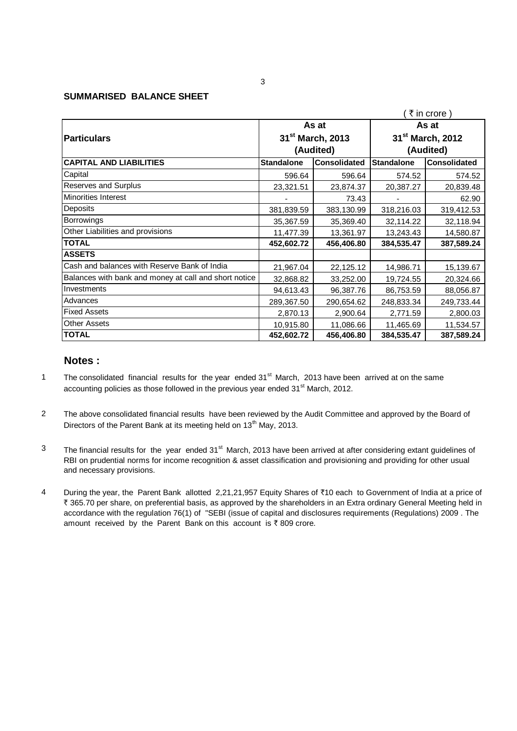## SUMMARISED BALANCE SHEET

( ₹ in crore )

| Particulars | As at 31st March, 2013 (Audited) | | As at 31st March, 2012 (Audited) | |
|---|---|---|---|---|
| **CAPITAL AND LIABILITIES** | **Standalone** | **Consolidated** | **Standalone** | **Consolidated** |
| Capital | 596.64 | 596.64 | 574.52 | 574.52 |
| Reserves and Surplus | 23,321.51 | 23,874.37 | 20,387.27 | 20,839.48 |
| Minorities Interest | - | 73.43 | - | 62.90 |
| Deposits | 381,839.59 | 383,130.99 | 318,216.03 | 319,412.53 |
| Borrowings | 35,367.59 | 35,369.40 | 32,114.22 | 32,118.94 |
| Other Liabilities and provisions | 11,477.39 | 13,361.97 | 13,243.43 | 14,580.87 |
| **TOTAL** | **452,602.72** | **456,406.80** | **384,535.47** | **387,589.24** |
| **ASSETS** | | | | |
| Cash and balances with Reserve Bank of India | 21,967.04 | 22,125.12 | 14,986.71 | 15,139.67 |
| Balances with bank and money at call and short notice | 32,868.82 | 33,252.00 | 19,724.55 | 20,324.66 |
| Investments | 94,613.43 | 96,387.76 | 86,753.59 | 88,056.87 |
| Advances | 289,367.50 | 290,654.62 | 248,833.34 | 249,733.44 |
| Fixed Assets | 2,870.13 | 2,900.64 | 2,771.59 | 2,800.03 |
| Other Assets | 10,915.80 | 11,086.66 | 11,465.69 | 11,534.57 |
| **TOTAL** | **452,602.72** | **456,406.80** | **384,535.47** | **387,589.24** |

## Notes :

1. The consolidated financial results for the year ended 31st March, 2013 have been arrived at on the same accounting policies as those followed in the previous year ended 31st March, 2012.

2. The above consolidated financial results have been reviewed by the Audit Committee and approved by the Board of Directors of the Parent Bank at its meeting held on 13th May, 2013.

3. The financial results for the year ended 31st March, 2013 have been arrived at after considering extant guidelines of RBI on prudential norms for income recognition & asset classification and provisioning and providing for other usual and necessary provisions.

4. During the year, the Parent Bank allotted 2,21,21,957 Equity Shares of ₹10 each to Government of India at a price of ₹ 365.70 per share, on preferential basis, as approved by the shareholders in an Extra ordinary General Meeting held in accordance with the regulation 76(1) of "SEBI (issue of capital and disclosures requirements (Regulations) 2009 . The amount received by the Parent Bank on this account is ₹ 809 crore.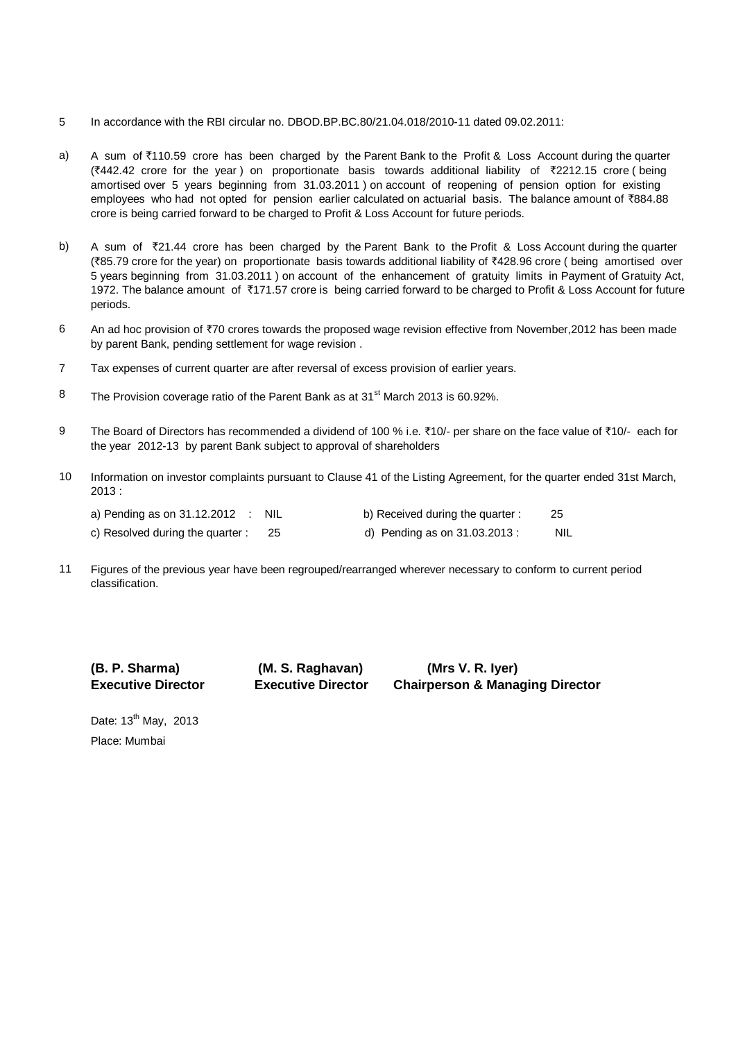5 In accordance with the RBI circular no. DBOD.BP.BC.80/21.04.018/2010-11 dated 09.02.2011:

a) A sum of ₹110.59 crore has been charged by the Parent Bank to the Profit & Loss Account during the quarter (₹442.42 crore for the year ) on proportionate basis towards additional liability of ₹2212.15 crore ( being amortised over 5 years beginning from 31.03.2011 ) on account of reopening of pension option for existing employees who had not opted for pension earlier calculated on actuarial basis. The balance amount of ₹884.88 crore is being carried forward to be charged to Profit & Loss Account for future periods.

b) A sum of ₹21.44 crore has been charged by the Parent Bank to the Profit & Loss Account during the quarter (₹85.79 crore for the year) on proportionate basis towards additional liability of ₹428.96 crore ( being amortised over 5 years beginning from 31.03.2011 ) on account of the enhancement of gratuity limits in Payment of Gratuity Act, 1972. The balance amount of ₹171.57 crore is being carried forward to be charged to Profit & Loss Account for future periods.

6 An ad hoc provision of ₹70 crores towards the proposed wage revision effective from November,2012 has been made by parent Bank, pending settlement for wage revision .

7 Tax expenses of current quarter are after reversal of excess provision of earlier years.

8 The Provision coverage ratio of the Parent Bank as at 31st March 2013 is 60.92%.

9 The Board of Directors has recommended a dividend of 100 % i.e. ₹10/- per share on the face value of ₹10/- each for the year 2012-13 by parent Bank subject to approval of shareholders

10 Information on investor complaints pursuant to Clause 41 of the Listing Agreement, for the quarter ended 31st March, 2013 :

| | | | |
|---|---|---|---|
| a) Pending as on 31.12.2012 : | NIL | b) Received during the quarter : | 25 |
| c) Resolved during the quarter : | 25 | d) Pending as on 31.03.2013 : | NIL |

11 Figures of the previous year have been regrouped/rearranged wherever necessary to conform to current period classification.

| | | |
|---|---|---|
| **(B. P. Sharma)** | **(M. S. Raghavan)** | **(Mrs V. R. Iyer)** |
| **Executive Director** | **Executive Director** | **Chairperson & Managing Director** |

Date: 13th May, 2013

Place: Mumbai